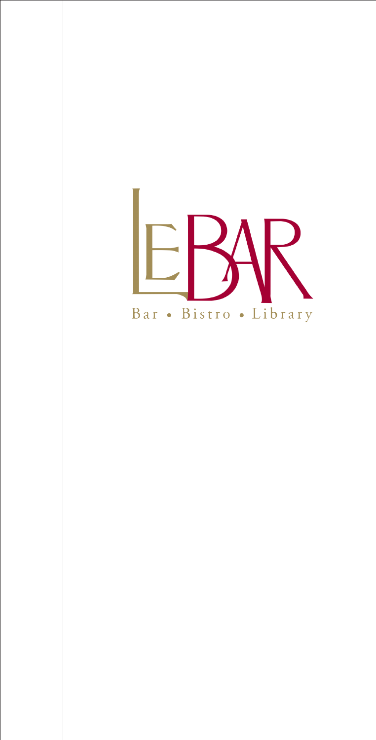# LEBAR

Bar • Bistro • Library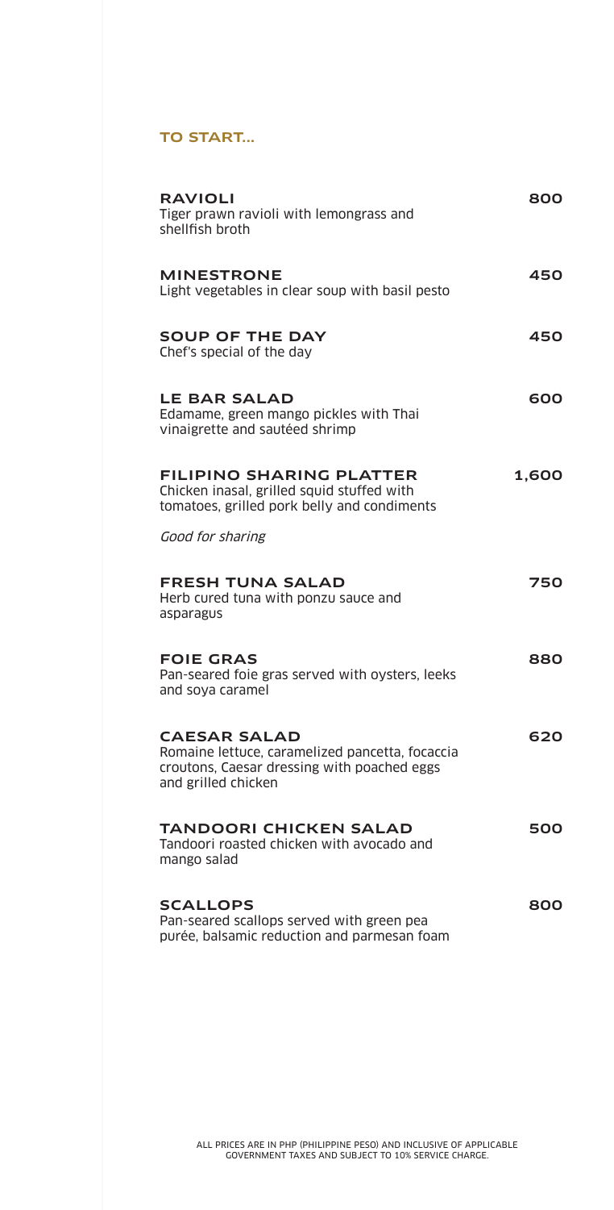## TO START...

**RAVIOLI** — 800
Tiger prawn ravioli with lemongrass and shellfish broth

**MINESTRONE** — 450
Light vegetables in clear soup with basil pesto

**SOUP OF THE DAY** — 450
Chef's special of the day

**LE BAR SALAD** — 600
Edamame, green mango pickles with Thai vinaigrette and sautéed shrimp

**FILIPINO SHARING PLATTER** — 1,600
Chicken inasal, grilled squid stuffed with tomatoes, grilled pork belly and condiments

*Good for sharing*

**FRESH TUNA SALAD** — 750
Herb cured tuna with ponzu sauce and asparagus

**FOIE GRAS** — 880
Pan-seared foie gras served with oysters, leeks and soya caramel

**CAESAR SALAD** — 620
Romaine lettuce, caramelized pancetta, focaccia croutons, Caesar dressing with poached eggs and grilled chicken

**TANDOORI CHICKEN SALAD** — 500
Tandoori roasted chicken with avocado and mango salad

**SCALLOPS** — 800
Pan-seared scallops served with green pea purée, balsamic reduction and parmesan foam

ALL PRICES ARE IN PHP (PHILIPPINE PESO) AND INCLUSIVE OF APPLICABLE GOVERNMENT TAXES AND SUBJECT TO 10% SERVICE CHARGE.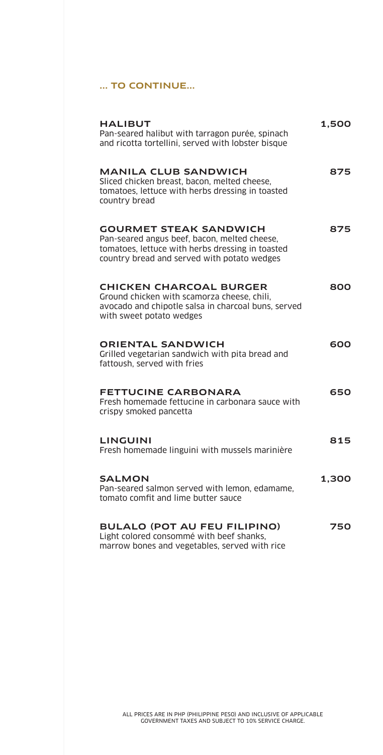## ... TO CONTINUE...

**HALIBUT** — 1,500
Pan-seared halibut with tarragon purée, spinach and ricotta tortellini, served with lobster bisque

**MANILA CLUB SANDWICH** — 875
Sliced chicken breast, bacon, melted cheese, tomatoes, lettuce with herbs dressing in toasted country bread

**GOURMET STEAK SANDWICH** — 875
Pan-seared angus beef, bacon, melted cheese, tomatoes, lettuce with herbs dressing in toasted country bread and served with potato wedges

**CHICKEN CHARCOAL BURGER** — 800
Ground chicken with scamorza cheese, chili, avocado and chipotle salsa in charcoal buns, served with sweet potato wedges

**ORIENTAL SANDWICH** — 600
Grilled vegetarian sandwich with pita bread and fattoush, served with fries

**FETTUCINE CARBONARA** — 650
Fresh homemade fettucine in carbonara sauce with crispy smoked pancetta

**LINGUINI** — 815
Fresh homemade linguini with mussels marinière

**SALMON** — 1,300
Pan-seared salmon served with lemon, edamame, tomato comfit and lime butter sauce

**BULALO (POT AU FEU FILIPINO)** — 750
Light colored consommé with beef shanks, marrow bones and vegetables, served with rice

ALL PRICES ARE IN PHP (PHILIPPINE PESO) AND INCLUSIVE OF APPLICABLE GOVERNMENT TAXES AND SUBJECT TO 10% SERVICE CHARGE.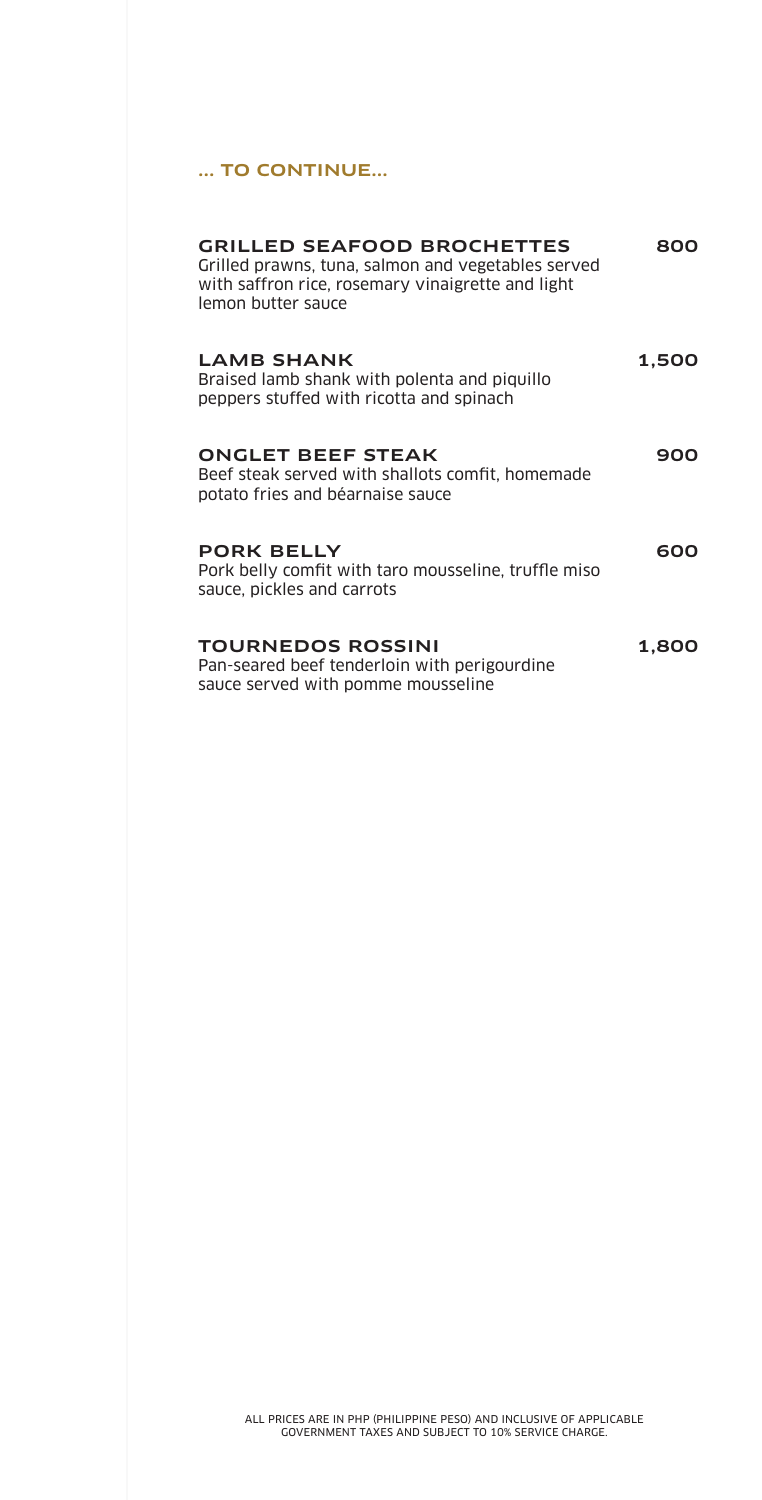## ... TO CONTINUE...

**GRILLED SEAFOOD BROCHETTES** — 800
Grilled prawns, tuna, salmon and vegetables served with saffron rice, rosemary vinaigrette and light lemon butter sauce

**LAMB SHANK** — 1,500
Braised lamb shank with polenta and piquillo peppers stuffed with ricotta and spinach

**ONGLET BEEF STEAK** — 900
Beef steak served with shallots comfit, homemade potato fries and béarnaise sauce

**PORK BELLY** — 600
Pork belly comfit with taro mousseline, truffle miso sauce, pickles and carrots

**TOURNEDOS ROSSINI** — 1,800
Pan-seared beef tenderloin with perigourdine sauce served with pomme mousseline

ALL PRICES ARE IN PHP (PHILIPPINE PESO) AND INCLUSIVE OF APPLICABLE GOVERNMENT TAXES AND SUBJECT TO 10% SERVICE CHARGE.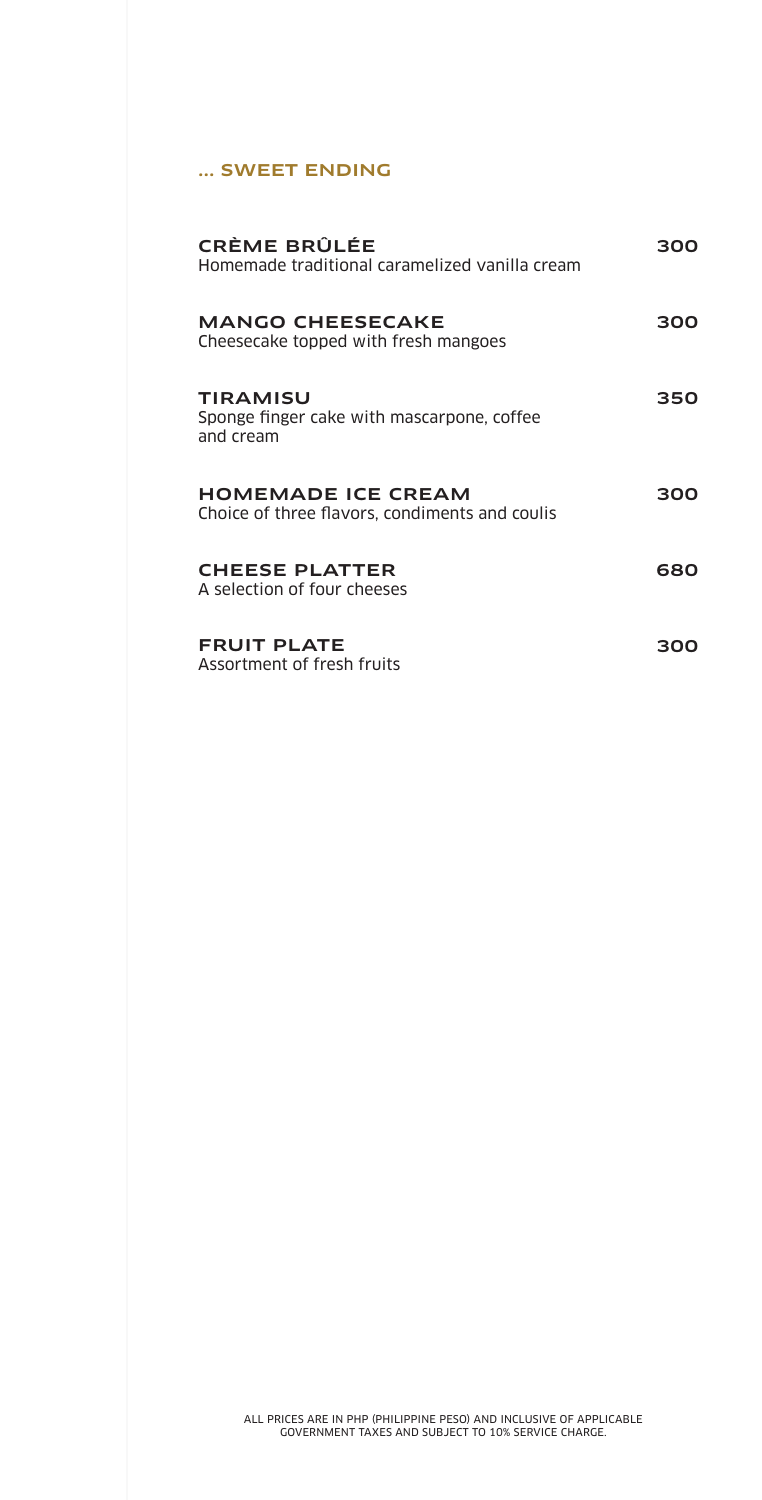## ... SWEET ENDING

**CRÈME BRÛLÉE** 300
Homemade traditional caramelized vanilla cream

**MANGO CHEESECAKE** 300
Cheesecake topped with fresh mangoes

**TIRAMISU** 350
Sponge finger cake with mascarpone, coffee and cream

**HOMEMADE ICE CREAM** 300
Choice of three flavors, condiments and coulis

**CHEESE PLATTER** 680
A selection of four cheeses

**FRUIT PLATE** 300
Assortment of fresh fruits

ALL PRICES ARE IN PHP (PHILIPPINE PESO) AND INCLUSIVE OF APPLICABLE GOVERNMENT TAXES AND SUBJECT TO 10% SERVICE CHARGE.